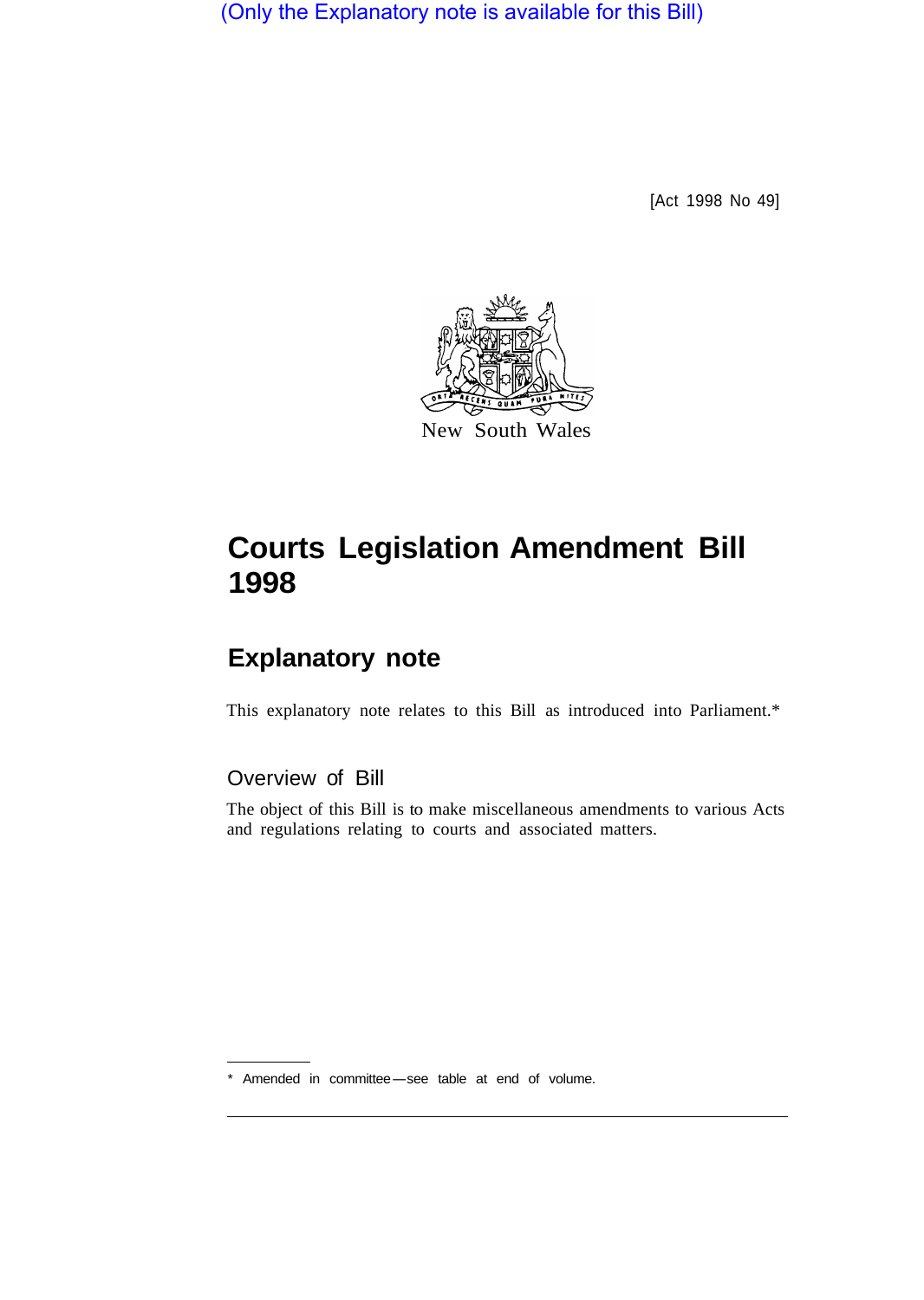(Only the Explanatory note is available for this Bill)

[Act 1998 No 49]

New South Wales

# Courts Legislation Amendment Bill 1998

## Explanatory note

This explanatory note relates to this Bill as introduced into Parliament.*

### Overview of Bill

The object of this Bill is to make miscellaneous amendments to various Acts and regulations relating to courts and associated matters.

---

\* Amended in committee—see table at end of volume.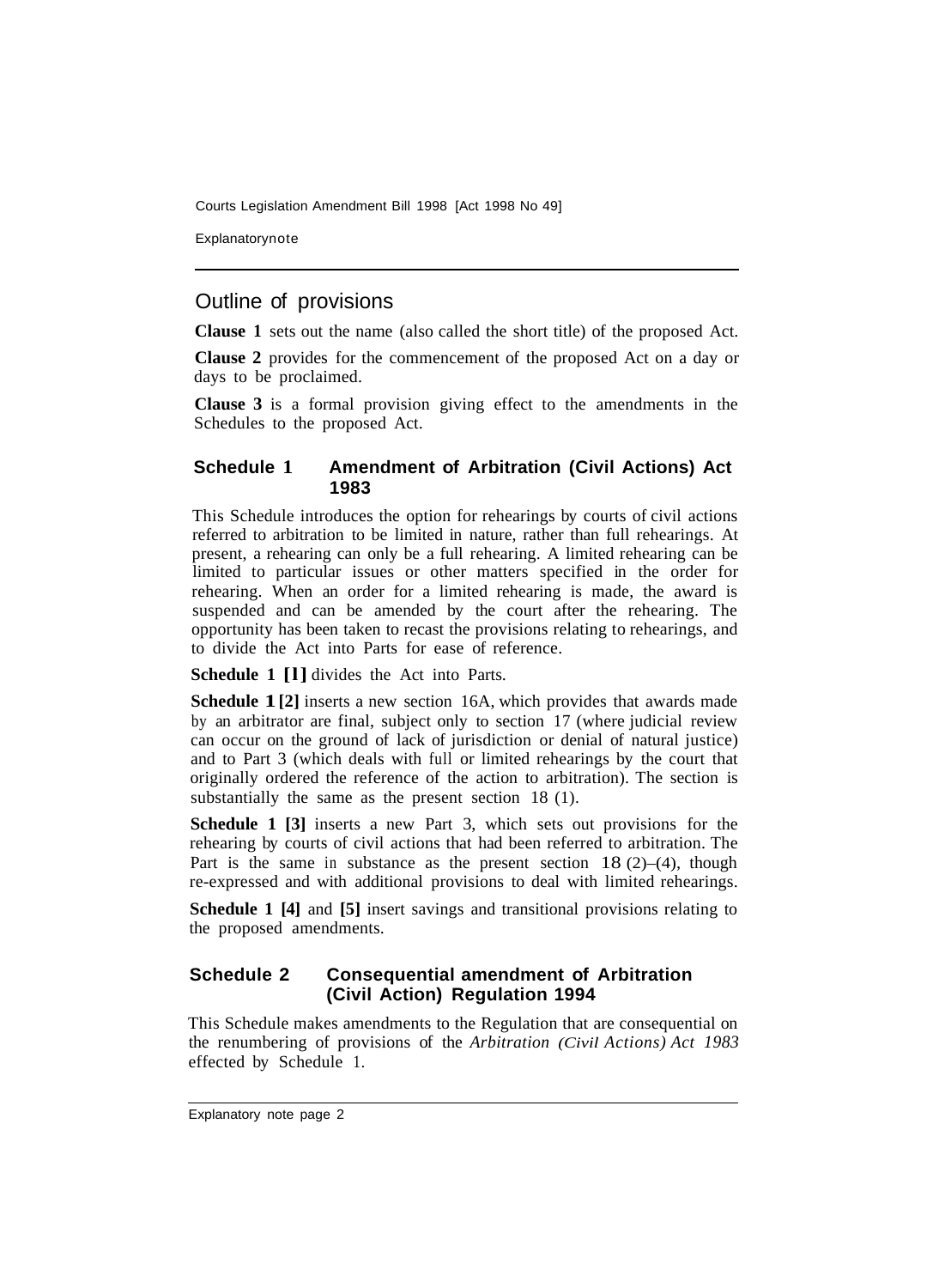## Outline of provisions

**Clause 1** sets out the name (also called the short title) of the proposed Act.

**Clause 2** provides for the commencement of the proposed Act on a day or days to be proclaimed.

**Clause 3** is a formal provision giving effect to the amendments in the Schedules to the proposed Act.

### Schedule 1 Amendment of Arbitration (Civil Actions) Act 1983

This Schedule introduces the option for rehearings by courts of civil actions referred to arbitration to be limited in nature, rather than full rehearings. At present, a rehearing can only be a full rehearing. A limited rehearing can be limited to particular issues or other matters specified in the order for rehearing. When an order for a limited rehearing is made, the award is suspended and can be amended by the court after the rehearing. The opportunity has been taken to recast the provisions relating to rehearings, and to divide the Act into Parts for ease of reference.

**Schedule 1 [1]** divides the Act into Parts.

**Schedule 1 [2]** inserts a new section 16A, which provides that awards made by an arbitrator are final, subject only to section 17 (where judicial review can occur on the ground of lack of jurisdiction or denial of natural justice) and to Part 3 (which deals with full or limited rehearings by the court that originally ordered the reference of the action to arbitration). The section is substantially the same as the present section 18 (1).

**Schedule 1 [3]** inserts a new Part 3, which sets out provisions for the rehearing by courts of civil actions that had been referred to arbitration. The Part is the same in substance as the present section 18 (2)–(4), though re-expressed and with additional provisions to deal with limited rehearings.

**Schedule 1 [4]** and **[5]** insert savings and transitional provisions relating to the proposed amendments.

### Schedule 2 Consequential amendment of Arbitration (Civil Action) Regulation 1994

This Schedule makes amendments to the Regulation that are consequential on the renumbering of provisions of the *Arbitration (Civil Actions) Act 1983* effected by Schedule 1.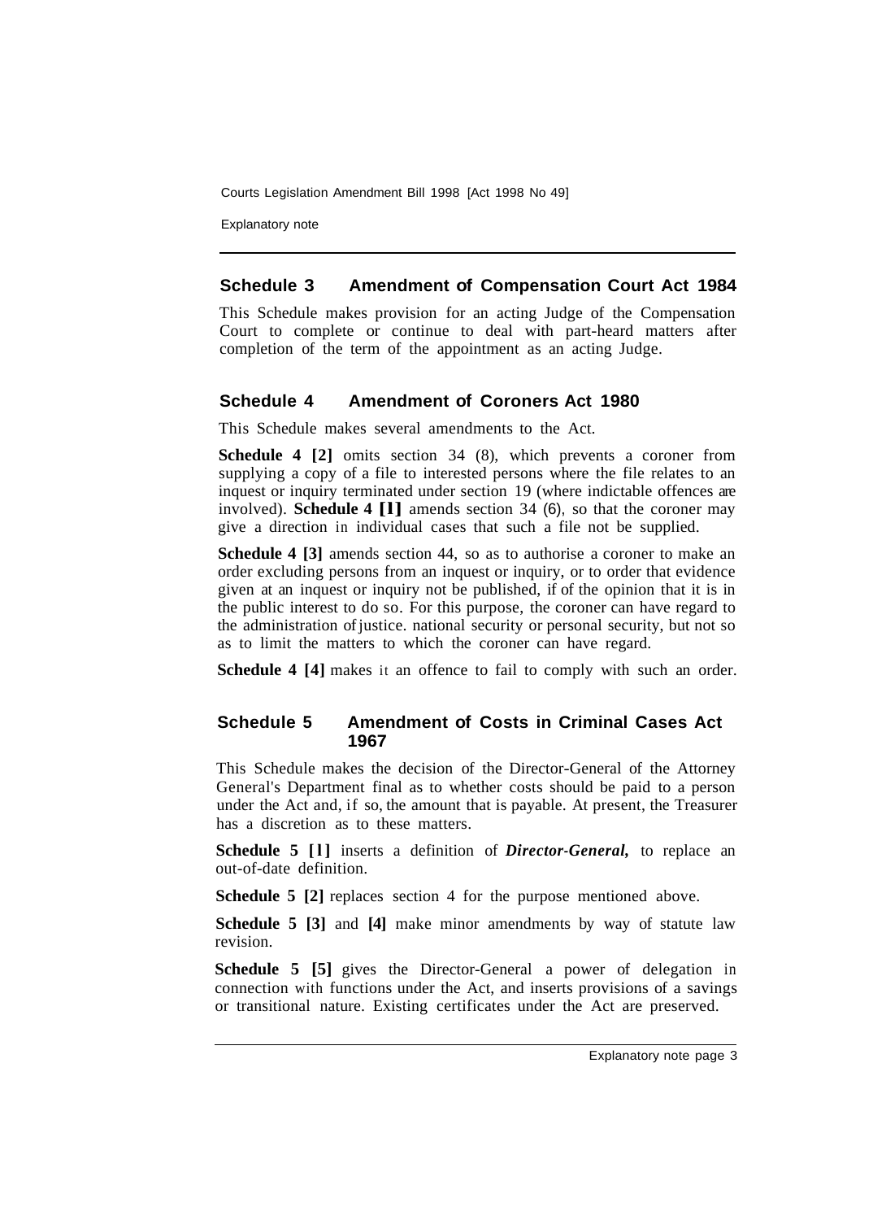## Schedule 3 Amendment of Compensation Court Act 1984

This Schedule makes provision for an acting Judge of the Compensation Court to complete or continue to deal with part-heard matters after completion of the term of the appointment as an acting Judge.

## Schedule 4 Amendment of Coroners Act 1980

This Schedule makes several amendments to the Act.

**Schedule 4 [2]** omits section 34 (8), which prevents a coroner from supplying a copy of a file to interested persons where the file relates to an inquest or inquiry terminated under section 19 (where indictable offences are involved). **Schedule 4 [1]** amends section 34 (6), so that the coroner may give a direction in individual cases that such a file not be supplied.

**Schedule 4 [3]** amends section 44, so as to authorise a coroner to make an order excluding persons from an inquest or inquiry, or to order that evidence given at an inquest or inquiry not be published, if of the opinion that it is in the public interest to do so. For this purpose, the coroner can have regard to the administration of justice. national security or personal security, but not so as to limit the matters to which the coroner can have regard.

**Schedule 4 [4]** makes it an offence to fail to comply with such an order.

## Schedule 5 Amendment of Costs in Criminal Cases Act 1967

This Schedule makes the decision of the Director-General of the Attorney General's Department final as to whether costs should be paid to a person under the Act and, if so, the amount that is payable. At present, the Treasurer has a discretion as to these matters.

**Schedule 5 [1]** inserts a definition of ***Director-General,*** to replace an out-of-date definition.

**Schedule 5 [2]** replaces section 4 for the purpose mentioned above.

**Schedule 5 [3]** and **[4]** make minor amendments by way of statute law revision.

**Schedule 5 [5]** gives the Director-General a power of delegation in connection with functions under the Act, and inserts provisions of a savings or transitional nature. Existing certificates under the Act are preserved.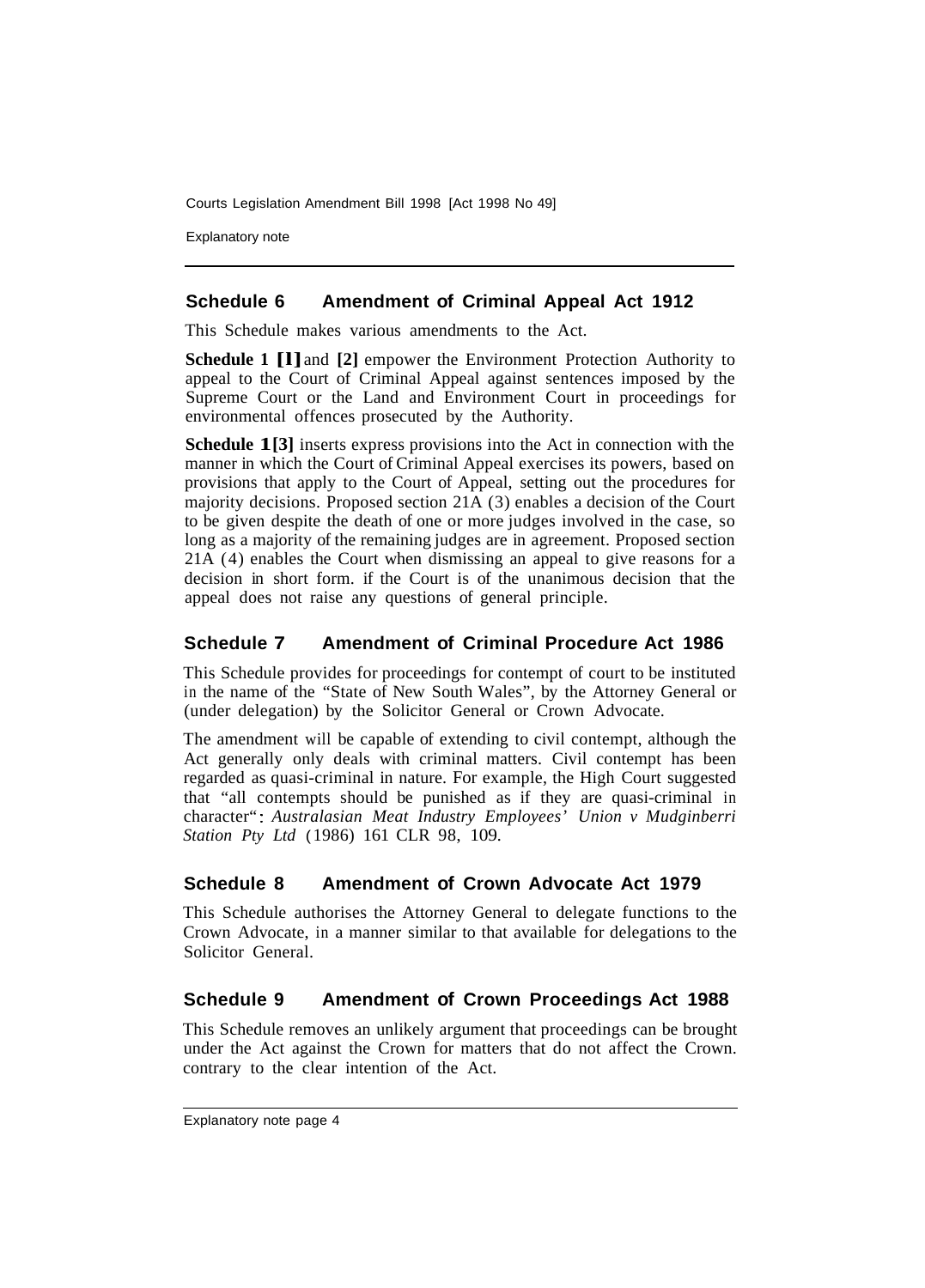## Schedule 6 Amendment of Criminal Appeal Act 1912

This Schedule makes various amendments to the Act.

**Schedule 1 [1]** and **[2]** empower the Environment Protection Authority to appeal to the Court of Criminal Appeal against sentences imposed by the Supreme Court or the Land and Environment Court in proceedings for environmental offences prosecuted by the Authority.

**Schedule 1 [3]** inserts express provisions into the Act in connection with the manner in which the Court of Criminal Appeal exercises its powers, based on provisions that apply to the Court of Appeal, setting out the procedures for majority decisions. Proposed section 21A (3) enables a decision of the Court to be given despite the death of one or more judges involved in the case, so long as a majority of the remaining judges are in agreement. Proposed section 21A (4) enables the Court when dismissing an appeal to give reasons for a decision in short form. if the Court is of the unanimous decision that the appeal does not raise any questions of general principle.

## Schedule 7 Amendment of Criminal Procedure Act 1986

This Schedule provides for proceedings for contempt of court to be instituted in the name of the "State of New South Wales", by the Attorney General or (under delegation) by the Solicitor General or Crown Advocate.

The amendment will be capable of extending to civil contempt, although the Act generally only deals with criminal matters. Civil contempt has been regarded as quasi-criminal in nature. For example, the High Court suggested that "all contempts should be punished as if they are quasi-criminal in character": *Australasian Meat Industry Employees' Union v Mudginberri Station Pty Ltd* (1986) 161 CLR 98, 109.

## Schedule 8 Amendment of Crown Advocate Act 1979

This Schedule authorises the Attorney General to delegate functions to the Crown Advocate, in a manner similar to that available for delegations to the Solicitor General.

## Schedule 9 Amendment of Crown Proceedings Act 1988

This Schedule removes an unlikely argument that proceedings can be brought under the Act against the Crown for matters that do not affect the Crown. contrary to the clear intention of the Act.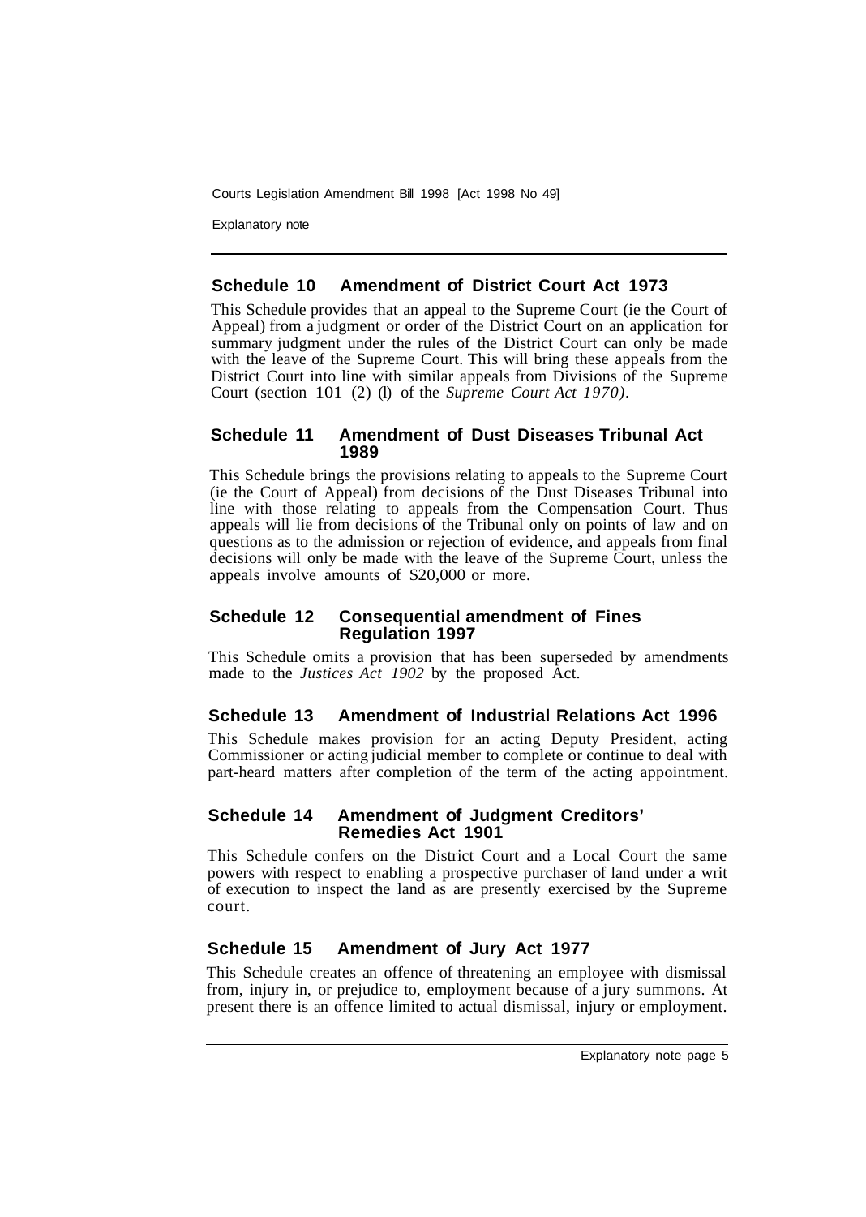## Schedule 10 Amendment of District Court Act 1973

This Schedule provides that an appeal to the Supreme Court (ie the Court of Appeal) from a judgment or order of the District Court on an application for summary judgment under the rules of the District Court can only be made with the leave of the Supreme Court. This will bring these appeals from the District Court into line with similar appeals from Divisions of the Supreme Court (section 101 (2) (l) of the *Supreme Court Act 1970)*.

## Schedule 11 Amendment of Dust Diseases Tribunal Act 1989

This Schedule brings the provisions relating to appeals to the Supreme Court (ie the Court of Appeal) from decisions of the Dust Diseases Tribunal into line with those relating to appeals from the Compensation Court. Thus appeals will lie from decisions of the Tribunal only on points of law and on questions as to the admission or rejection of evidence, and appeals from final decisions will only be made with the leave of the Supreme Court, unless the appeals involve amounts of $20,000 or more.

## Schedule 12 Consequential amendment of Fines Regulation 1997

This Schedule omits a provision that has been superseded by amendments made to the *Justices Act 1902* by the proposed Act.

## Schedule 13 Amendment of Industrial Relations Act 1996

This Schedule makes provision for an acting Deputy President, acting Commissioner or acting judicial member to complete or continue to deal with part-heard matters after completion of the term of the acting appointment.

## Schedule 14 Amendment of Judgment Creditors' Remedies Act 1901

This Schedule confers on the District Court and a Local Court the same powers with respect to enabling a prospective purchaser of land under a writ of execution to inspect the land as are presently exercised by the Supreme court.

## Schedule 15 Amendment of Jury Act 1977

This Schedule creates an offence of threatening an employee with dismissal from, injury in, or prejudice to, employment because of a jury summons. At present there is an offence limited to actual dismissal, injury or employment.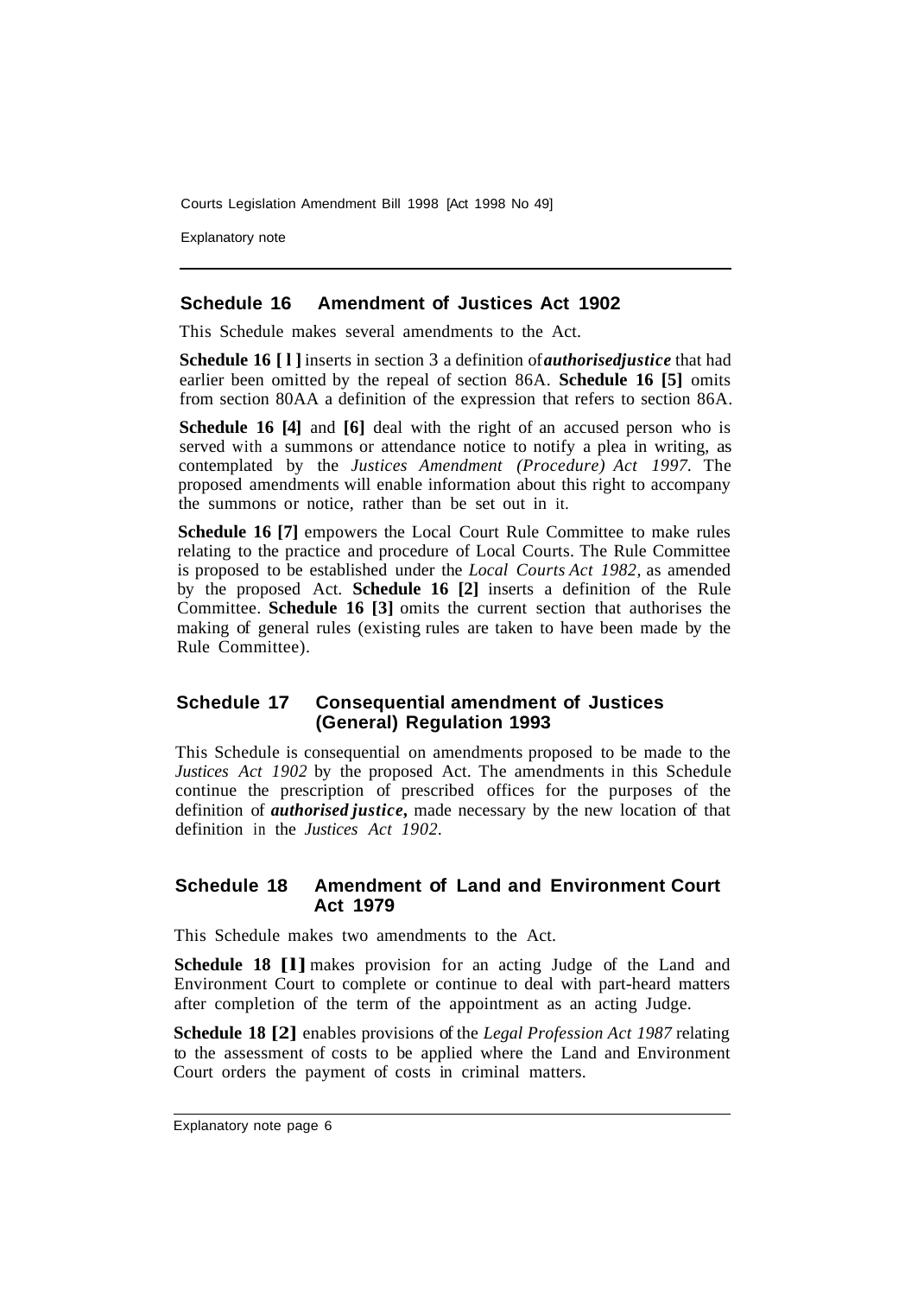## Schedule 16 Amendment of Justices Act 1902

This Schedule makes several amendments to the Act.

**Schedule 16 [1]** inserts in section 3 a definition of ***authorised justice*** that had earlier been omitted by the repeal of section 86A. **Schedule 16 [5]** omits from section 80AA a definition of the expression that refers to section 86A.

**Schedule 16 [4]** and **[6]** deal with the right of an accused person who is served with a summons or attendance notice to notify a plea in writing, as contemplated by the *Justices Amendment (Procedure) Act 1997.* The proposed amendments will enable information about this right to accompany the summons or notice, rather than be set out in it.

**Schedule 16 [7]** empowers the Local Court Rule Committee to make rules relating to the practice and procedure of Local Courts. The Rule Committee is proposed to be established under the *Local Courts Act 1982,* as amended by the proposed Act. **Schedule 16 [2]** inserts a definition of the Rule Committee. **Schedule 16 [3]** omits the current section that authorises the making of general rules (existing rules are taken to have been made by the Rule Committee).

## Schedule 17 Consequential amendment of Justices (General) Regulation 1993

This Schedule is consequential on amendments proposed to be made to the *Justices Act 1902* by the proposed Act. The amendments in this Schedule continue the prescription of prescribed offices for the purposes of the definition of ***authorised justice***, made necessary by the new location of that definition in the *Justices Act 1902.*

## Schedule 18 Amendment of Land and Environment Court Act 1979

This Schedule makes two amendments to the Act.

**Schedule 18 [1]** makes provision for an acting Judge of the Land and Environment Court to complete or continue to deal with part-heard matters after completion of the term of the appointment as an acting Judge.

**Schedule 18 [2]** enables provisions of the *Legal Profession Act 1987* relating to the assessment of costs to be applied where the Land and Environment Court orders the payment of costs in criminal matters.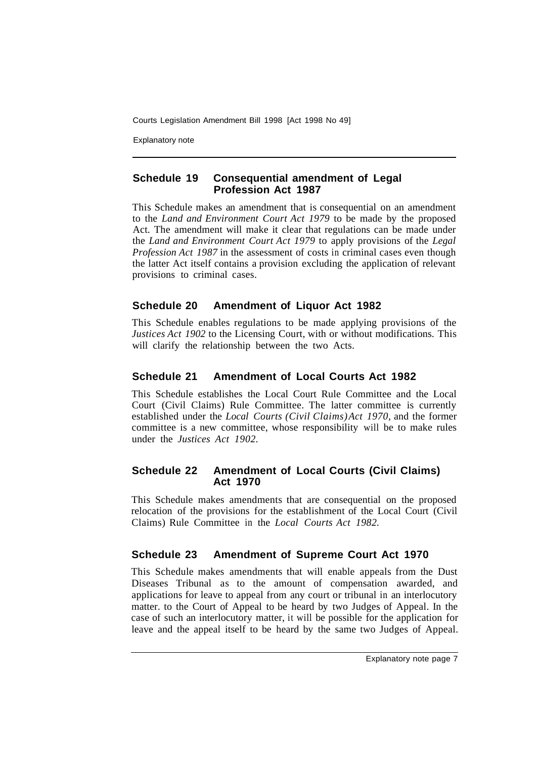## Schedule 19 Consequential amendment of Legal Profession Act 1987

This Schedule makes an amendment that is consequential on an amendment to the *Land and Environment Court Act 1979* to be made by the proposed Act. The amendment will make it clear that regulations can be made under the *Land and Environment Court Act 1979* to apply provisions of the *Legal Profession Act 1987* in the assessment of costs in criminal cases even though the latter Act itself contains a provision excluding the application of relevant provisions to criminal cases.

## Schedule 20 Amendment of Liquor Act 1982

This Schedule enables regulations to be made applying provisions of the *Justices Act 1902* to the Licensing Court, with or without modifications. This will clarify the relationship between the two Acts.

## Schedule 21 Amendment of Local Courts Act 1982

This Schedule establishes the Local Court Rule Committee and the Local Court (Civil Claims) Rule Committee. The latter committee is currently established under the *Local Courts (Civil Claims) Act 1970,* and the former committee is a new committee, whose responsibility will be to make rules under the *Justices Act 1902.*

## Schedule 22 Amendment of Local Courts (Civil Claims) Act 1970

This Schedule makes amendments that are consequential on the proposed relocation of the provisions for the establishment of the Local Court (Civil Claims) Rule Committee in the *Local Courts Act 1982.*

## Schedule 23 Amendment of Supreme Court Act 1970

This Schedule makes amendments that will enable appeals from the Dust Diseases Tribunal as to the amount of compensation awarded, and applications for leave to appeal from any court or tribunal in an interlocutory matter. to the Court of Appeal to be heard by two Judges of Appeal. In the case of such an interlocutory matter, it will be possible for the application for leave and the appeal itself to be heard by the same two Judges of Appeal.